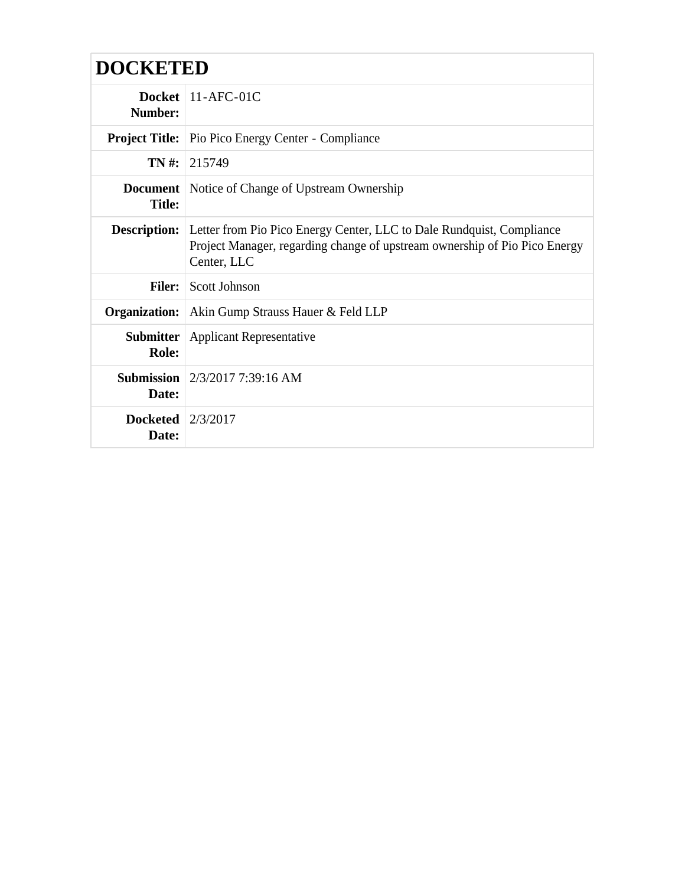# DOCKETED

| | |
|---|---|
| **Docket Number:** | 11-AFC-01C |
| **Project Title:** | Pio Pico Energy Center - Compliance |
| **TN #:** | 215749 |
| **Document Title:** | Notice of Change of Upstream Ownership |
| **Description:** | Letter from Pio Pico Energy Center, LLC to Dale Rundquist, Compliance Project Manager, regarding change of upstream ownership of Pio Pico Energy Center, LLC |
| **Filer:** | Scott Johnson |
| **Organization:** | Akin Gump Strauss Hauer & Feld LLP |
| **Submitter Role:** | Applicant Representative |
| **Submission Date:** | 2/3/2017 7:39:16 AM |
| **Docketed Date:** | 2/3/2017 |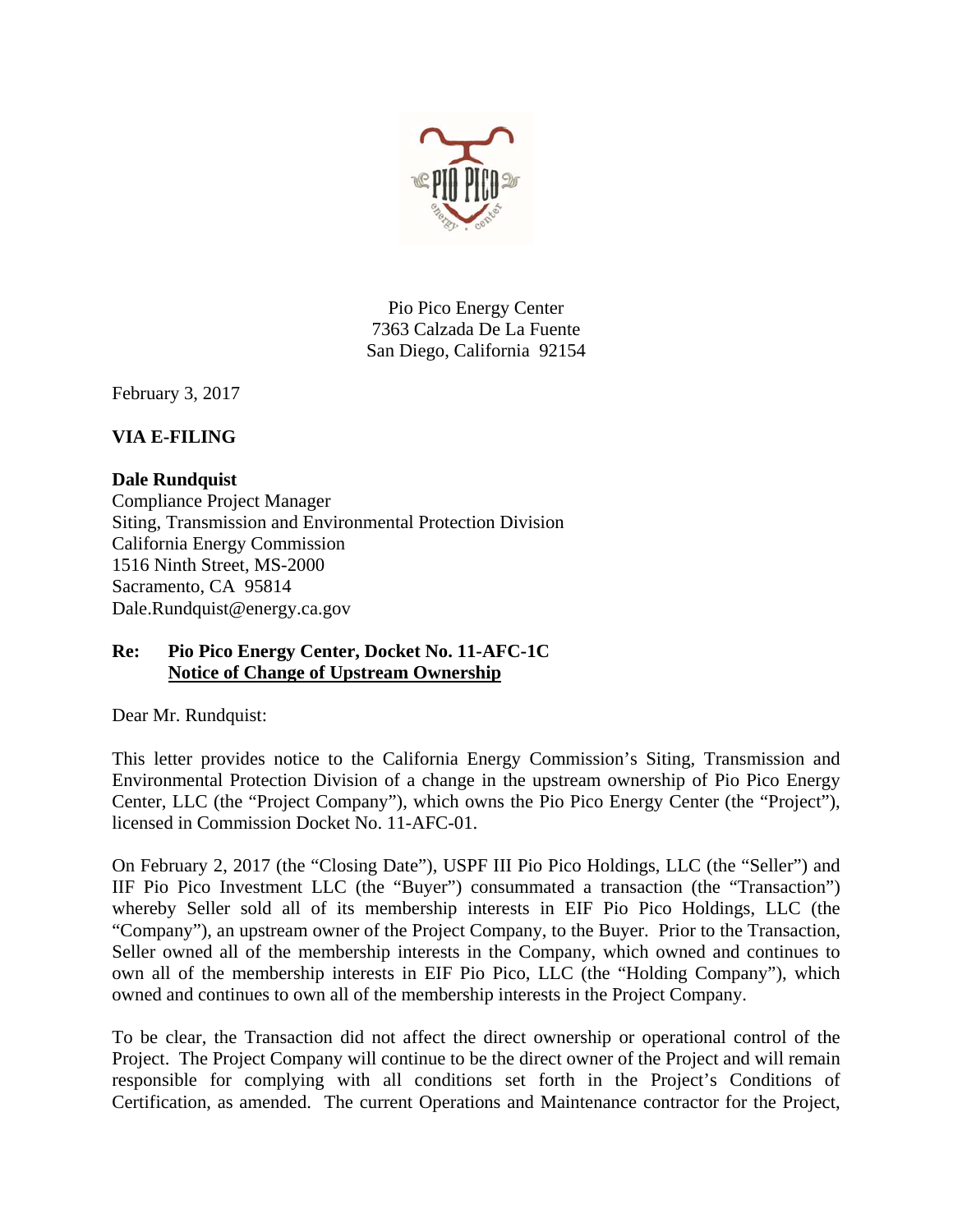Pio Pico Energy Center
7363 Calzada De La Fuente
San Diego, California 92154

February 3, 2017

**VIA E-FILING**

**Dale Rundquist**
Compliance Project Manager
Siting, Transmission and Environmental Protection Division
California Energy Commission
1516 Ninth Street, MS-2000
Sacramento, CA 95814
Dale.Rundquist@energy.ca.gov

**Re: Pio Pico Energy Center, Docket No. 11-AFC-1C**
**<u>Notice of Change of Upstream Ownership</u>**

Dear Mr. Rundquist:

This letter provides notice to the California Energy Commission's Siting, Transmission and Environmental Protection Division of a change in the upstream ownership of Pio Pico Energy Center, LLC (the "Project Company"), which owns the Pio Pico Energy Center (the "Project"), licensed in Commission Docket No. 11-AFC-01.

On February 2, 2017 (the "Closing Date"), USPF III Pio Pico Holdings, LLC (the "Seller") and IIF Pio Pico Investment LLC (the "Buyer") consummated a transaction (the "Transaction") whereby Seller sold all of its membership interests in EIF Pio Pico Holdings, LLC (the "Company"), an upstream owner of the Project Company, to the Buyer. Prior to the Transaction, Seller owned all of the membership interests in the Company, which owned and continues to own all of the membership interests in EIF Pio Pico, LLC (the "Holding Company"), which owned and continues to own all of the membership interests in the Project Company.

To be clear, the Transaction did not affect the direct ownership or operational control of the Project. The Project Company will continue to be the direct owner of the Project and will remain responsible for complying with all conditions set forth in the Project's Conditions of Certification, as amended. The current Operations and Maintenance contractor for the Project,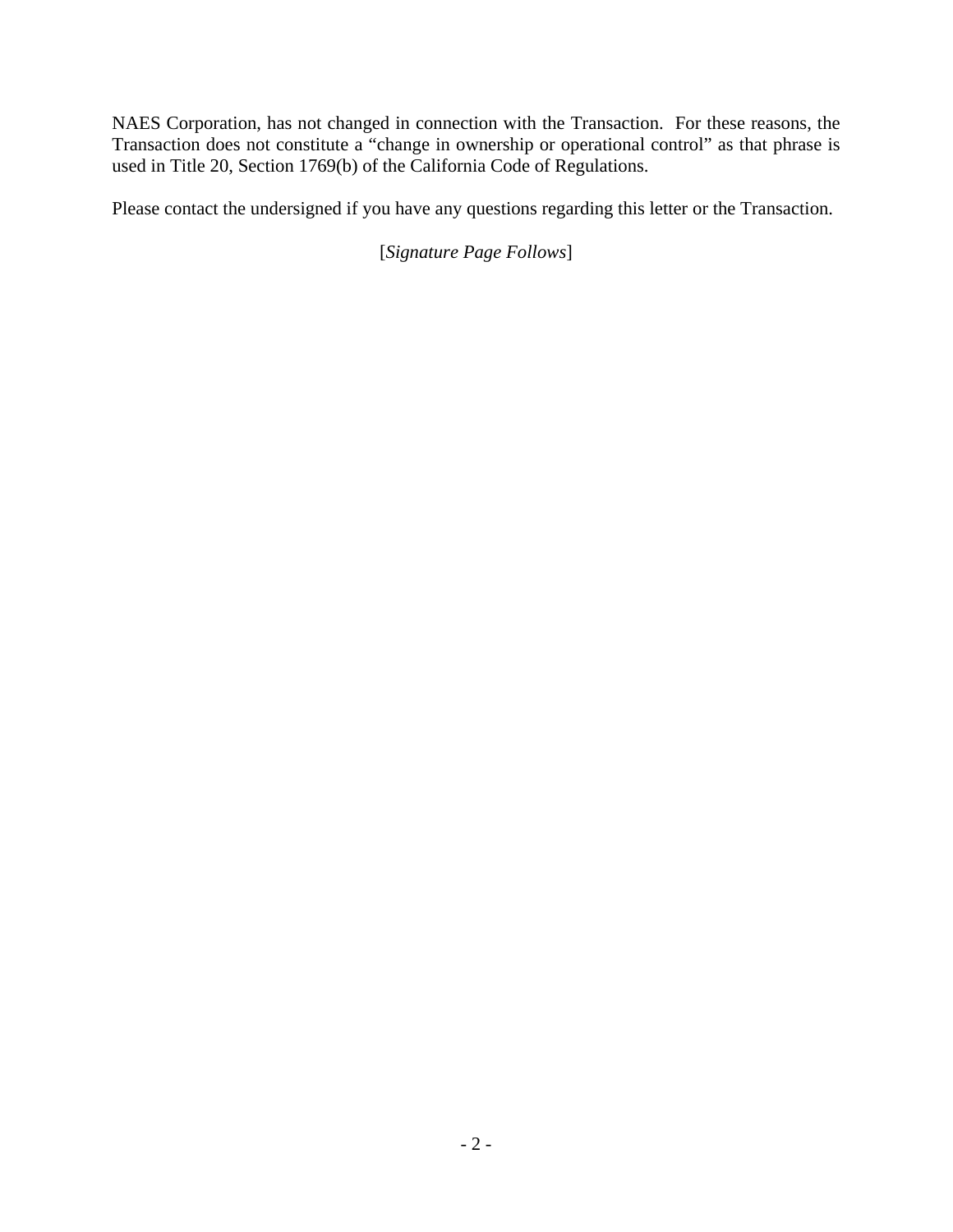NAES Corporation, has not changed in connection with the Transaction. For these reasons, the Transaction does not constitute a "change in ownership or operational control" as that phrase is used in Title 20, Section 1769(b) of the California Code of Regulations.

Please contact the undersigned if you have any questions regarding this letter or the Transaction.

[*Signature Page Follows*]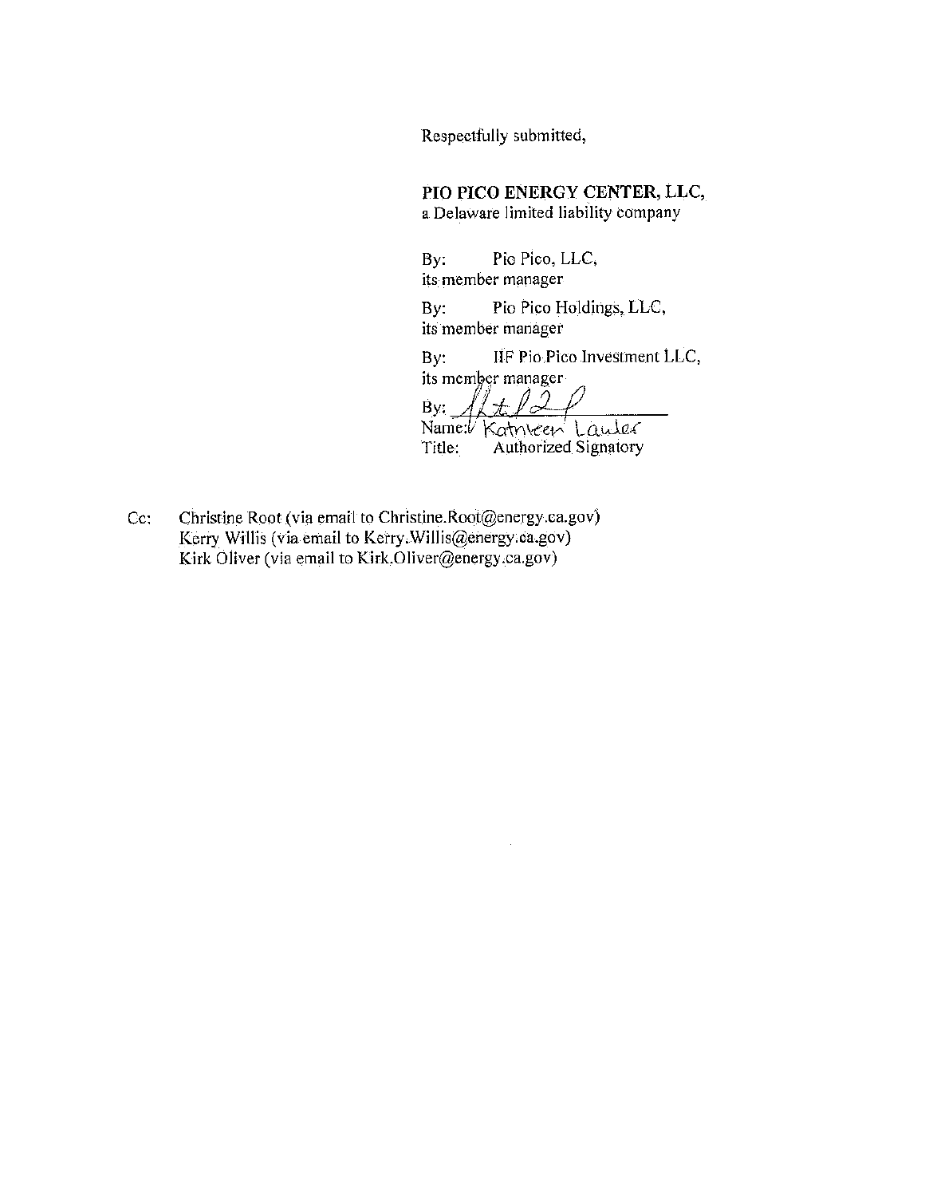Respectfully submitted,

**PIO PICO ENERGY CENTER, LLC,**
a Delaware limited liability company

By: Pio Pico, LLC,
its member manager

By: Pio Pico Holdings, LLC,
its member manager

By: IIF Pio Pico Investment LLC,
its member manager

By: ______________________
Name: Kathleen Lauler
Title: Authorized Signatory

Cc: Christine Root (via email to Christine.Root@energy.ca.gov)
Kerry Willis (via email to Kerry.Willis@energy.ca.gov)
Kirk Oliver (via email to Kirk.Oliver@energy.ca.gov)